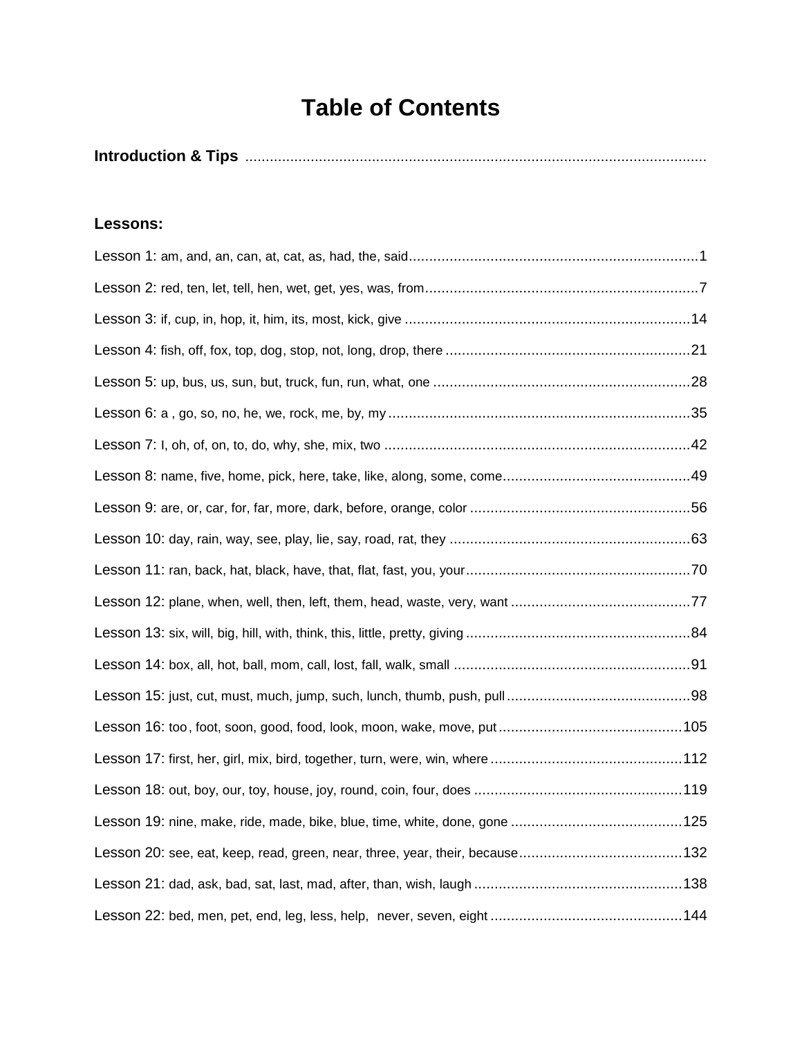# Table of Contents

**Introduction & Tips** ..................................................................................................................

**Lessons:**

Lesson 1: am, and, an, can, at, cat, as, had, the, said......................................................................1

Lesson 2: red, ten, let, tell, hen, wet, get, yes, was, from..................................................................7

Lesson 3: if, cup, in, hop, it, him, its, most, kick, give .....................................................................14

Lesson 4: fish, off, fox, top, dog, stop, not, long, drop, there ...........................................................21

Lesson 5: up, bus, us, sun, but, truck, fun, run, what, one ..............................................................28

Lesson 6: a , go, so, no, he, we, rock, me, by, my .........................................................................35

Lesson 7: I, oh, of, on, to, do, why, she, mix, two ..........................................................................42

Lesson 8: name, five, home, pick, here, take, like, along, some, come.............................................49

Lesson 9: are, or, car, for, far, more, dark, before, orange, color .....................................................56

Lesson 10: day, rain, way, see, play, lie, say, road, rat, they ..........................................................63

Lesson 11: ran, back, hat, black, have, that, flat, fast, you, your......................................................70

Lesson 12: plane, when, well, then, left, them, head, waste, very, want ............................................77

Lesson 13: six, will, big, hill, with, think, this, little, pretty, giving ......................................................84

Lesson 14: box, all, hot, ball, mom, call, lost, fall, walk, small .........................................................91

Lesson 15: just, cut, must, much, jump, such, lunch, thumb, push, pull............................................98

Lesson 16: too, foot, soon, good, food, look, moon, wake, move, put ............................................105

Lesson 17: first, her, girl, mix, bird, together, turn, were, win, where ..............................................112

Lesson 18: out, boy, our, toy, house, joy, round, coin, four, does ..................................................119

Lesson 19: nine, make, ride, made, bike, blue, time, white, done, gone ..........................................125

Lesson 20: see, eat, keep, read, green, near, three, year, their, because.......................................132

Lesson 21: dad, ask, bad, sat, last, mad, after, than, wish, laugh ..................................................138

Lesson 22: bed, men, pet, end, leg, less, help, never, seven, eight ..............................................144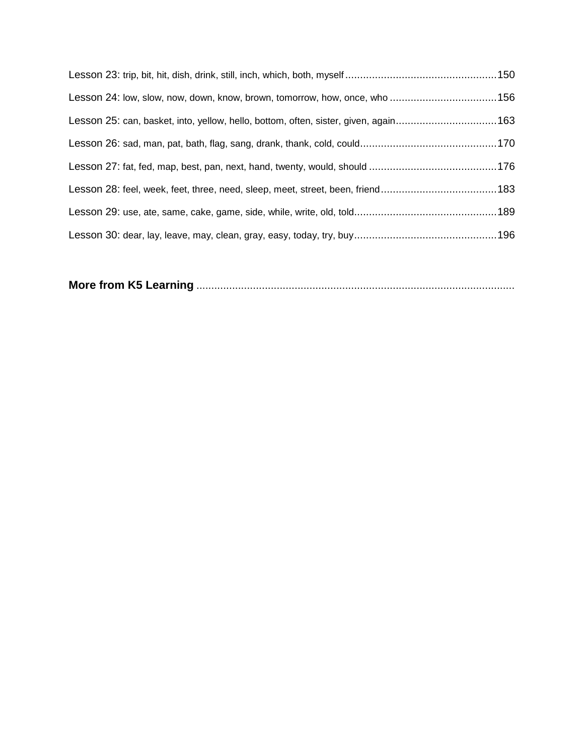Lesson 23: trip, bit, hit, dish, drink, still, inch, which, both, myself ................................................... 150

Lesson 24: low, slow, now, down, know, brown, tomorrow, how, once, who ................................... 156

Lesson 25: can, basket, into, yellow, hello, bottom, often, sister, given, again ................................. 163

Lesson 26: sad, man, pat, bath, flag, sang, drank, thank, cold, could ............................................. 170

Lesson 27: fat, fed, map, best, pan, next, hand, twenty, would, should .......................................... 176

Lesson 28: feel, week, feet, three, need, sleep, meet, street, been, friend ...................................... 183

Lesson 29: use, ate, same, cake, game, side, while, write, old, told ............................................... 189

Lesson 30: dear, lay, leave, may, clean, gray, easy, today, try, buy ................................................ 196

**More from K5 Learning** ..........................................................................................................